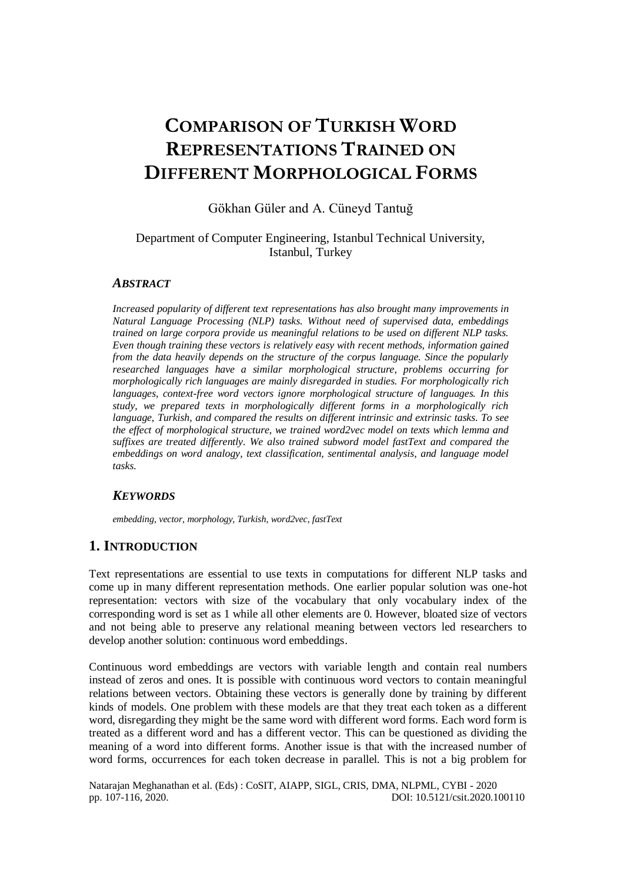# COMPARISON OF TURKISH WORD REPRESENTATIONS TRAINED ON DIFFERENT MORPHOLOGICAL FORMS

Gökhan Güler and A. Cüneyd Tantuğ

Department of Computer Engineering, Istanbul Technical University, Istanbul, Turkey

### *ABSTRACT*

*Increased popularity of different text representations has also brought many improvements in Natural Language Processing (NLP) tasks. Without need of supervised data, embeddings trained on large corpora provide us meaningful relations to be used on different NLP tasks. Even though training these vectors is relatively easy with recent methods, information gained from the data heavily depends on the structure of the corpus language. Since the popularly researched languages have a similar morphological structure, problems occurring for morphologically rich languages are mainly disregarded in studies. For morphologically rich languages, context-free word vectors ignore morphological structure of languages. In this study, we prepared texts in morphologically different forms in a morphologically rich language, Turkish, and compared the results on different intrinsic and extrinsic tasks. To see the effect of morphological structure, we trained word2vec model on texts which lemma and suffixes are treated differently. We also trained subword model fastText and compared the embeddings on word analogy, text classification, sentimental analysis, and language model tasks.*

### *KEYWORDS*

*embedding, vector, morphology, Turkish, word2vec, fastText*

## 1. INTRODUCTION

Text representations are essential to use texts in computations for different NLP tasks and come up in many different representation methods. One earlier popular solution was one-hot representation: vectors with size of the vocabulary that only vocabulary index of the corresponding word is set as 1 while all other elements are 0. However, bloated size of vectors and not being able to preserve any relational meaning between vectors led researchers to develop another solution: continuous word embeddings.

Continuous word embeddings are vectors with variable length and contain real numbers instead of zeros and ones. It is possible with continuous word vectors to contain meaningful relations between vectors. Obtaining these vectors is generally done by training by different kinds of models. One problem with these models are that they treat each token as a different word, disregarding they might be the same word with different word forms. Each word form is treated as a different word and has a different vector. This can be questioned as dividing the meaning of a word into different forms. Another issue is that with the increased number of word forms, occurrences for each token decrease in parallel. This is not a big problem for

Natarajan Meghanathan et al. (Eds) : CoSIT, AIAPP, SIGL, CRIS, DMA, NLPML, CYBI - 2020
pp. 107-116, 2020. DOI: 10.5121/csit.2020.100110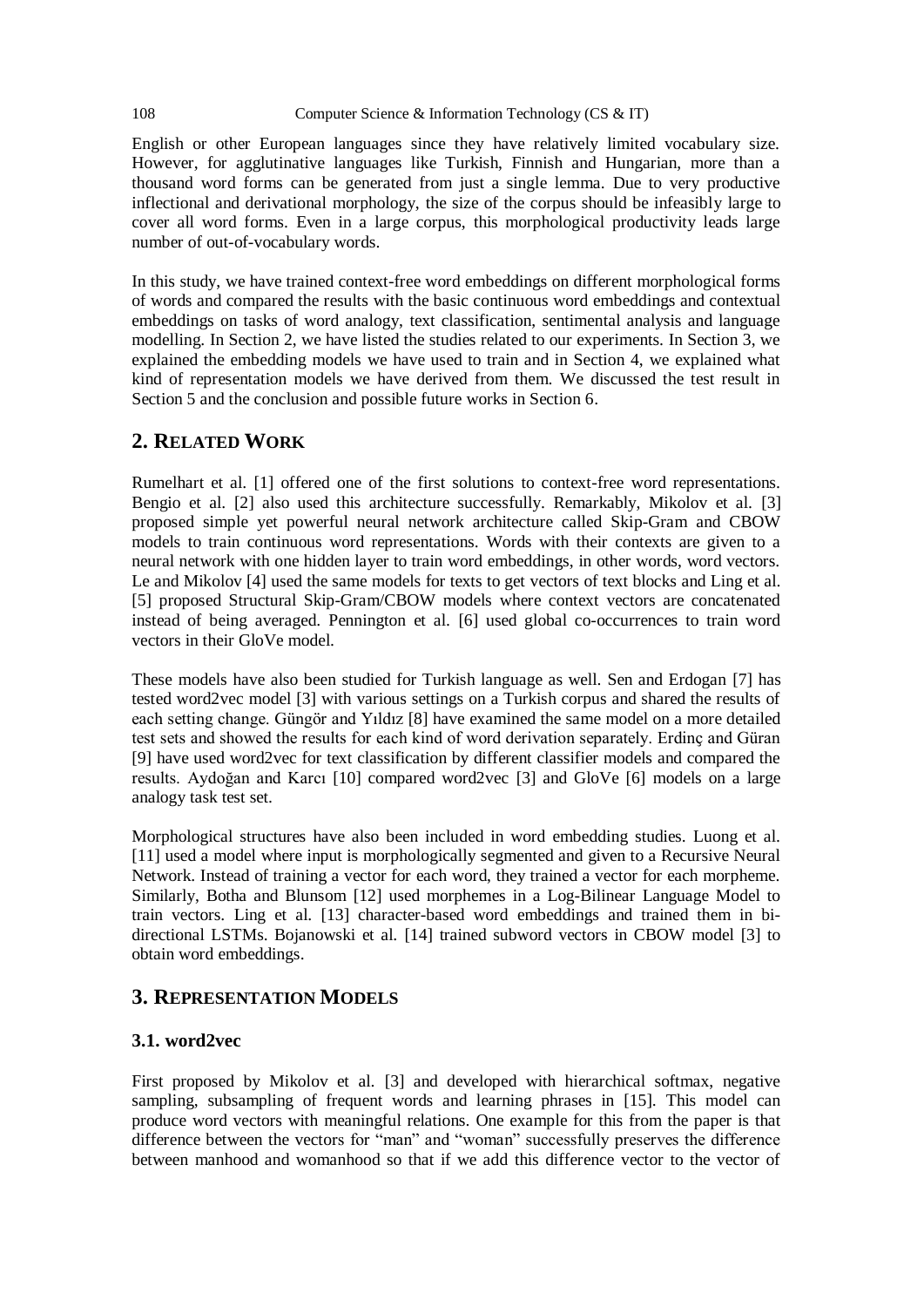English or other European languages since they have relatively limited vocabulary size. However, for agglutinative languages like Turkish, Finnish and Hungarian, more than a thousand word forms can be generated from just a single lemma. Due to very productive inflectional and derivational morphology, the size of the corpus should be infeasibly large to cover all word forms. Even in a large corpus, this morphological productivity leads large number of out-of-vocabulary words.

In this study, we have trained context-free word embeddings on different morphological forms of words and compared the results with the basic continuous word embeddings and contextual embeddings on tasks of word analogy, text classification, sentimental analysis and language modelling. In Section 2, we have listed the studies related to our experiments. In Section 3, we explained the embedding models we have used to train and in Section 4, we explained what kind of representation models we have derived from them. We discussed the test result in Section 5 and the conclusion and possible future works in Section 6.

## 2. Related Work

Rumelhart et al. [1] offered one of the first solutions to context-free word representations. Bengio et al. [2] also used this architecture successfully. Remarkably, Mikolov et al. [3] proposed simple yet powerful neural network architecture called Skip-Gram and CBOW models to train continuous word representations. Words with their contexts are given to a neural network with one hidden layer to train word embeddings, in other words, word vectors. Le and Mikolov [4] used the same models for texts to get vectors of text blocks and Ling et al. [5] proposed Structural Skip-Gram/CBOW models where context vectors are concatenated instead of being averaged. Pennington et al. [6] used global co-occurrences to train word vectors in their GloVe model.

These models have also been studied for Turkish language as well. Sen and Erdogan [7] has tested word2vec model [3] with various settings on a Turkish corpus and shared the results of each setting change. Güngör and Yıldız [8] have examined the same model on a more detailed test sets and showed the results for each kind of word derivation separately. Erdinç and Güran [9] have used word2vec for text classification by different classifier models and compared the results. Aydoğan and Karcı [10] compared word2vec [3] and GloVe [6] models on a large analogy task test set.

Morphological structures have also been included in word embedding studies. Luong et al. [11] used a model where input is morphologically segmented and given to a Recursive Neural Network. Instead of training a vector for each word, they trained a vector for each morpheme. Similarly, Botha and Blunsom [12] used morphemes in a Log-Bilinear Language Model to train vectors. Ling et al. [13] character-based word embeddings and trained them in bi-directional LSTMs. Bojanowski et al. [14] trained subword vectors in CBOW model [3] to obtain word embeddings.

## 3. Representation Models

### 3.1. word2vec

First proposed by Mikolov et al. [3] and developed with hierarchical softmax, negative sampling, subsampling of frequent words and learning phrases in [15]. This model can produce word vectors with meaningful relations. One example for this from the paper is that difference between the vectors for "man" and "woman" successfully preserves the difference between manhood and womanhood so that if we add this difference vector to the vector of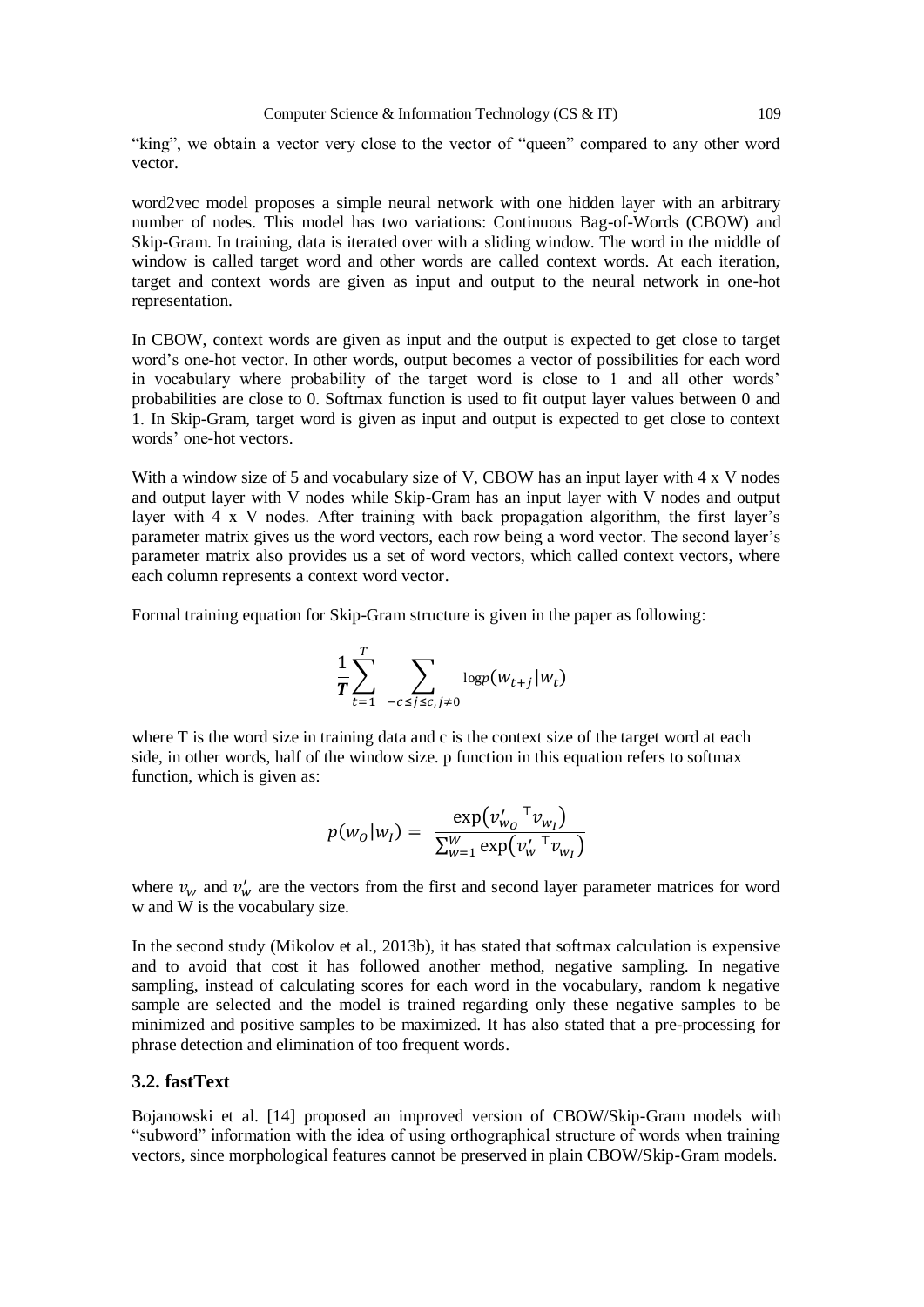"king", we obtain a vector very close to the vector of "queen" compared to any other word vector.

word2vec model proposes a simple neural network with one hidden layer with an arbitrary number of nodes. This model has two variations: Continuous Bag-of-Words (CBOW) and Skip-Gram. In training, data is iterated over with a sliding window. The word in the middle of window is called target word and other words are called context words. At each iteration, target and context words are given as input and output to the neural network in one-hot representation.

In CBOW, context words are given as input and the output is expected to get close to target word's one-hot vector. In other words, output becomes a vector of possibilities for each word in vocabulary where probability of the target word is close to 1 and all other words' probabilities are close to 0. Softmax function is used to fit output layer values between 0 and 1. In Skip-Gram, target word is given as input and output is expected to get close to context words' one-hot vectors.

With a window size of 5 and vocabulary size of V, CBOW has an input layer with 4 x V nodes and output layer with V nodes while Skip-Gram has an input layer with V nodes and output layer with 4 x V nodes. After training with back propagation algorithm, the first layer's parameter matrix gives us the word vectors, each row being a word vector. The second layer's parameter matrix also provides us a set of word vectors, which called context vectors, where each column represents a context word vector.

Formal training equation for Skip-Gram structure is given in the paper as following:

$$\frac{1}{\boldsymbol{T}}\sum_{t=1}^{T}\sum_{-c\leq j\leq c,j\neq 0}\log p(w_{t+j}|w_t)$$

where T is the word size in training data and c is the context size of the target word at each side, in other words, half of the window size. p function in this equation refers to softmax function, which is given as:

$$p(w_O|w_I) = \frac{\exp\left({v'_{w_O}}^{\top} v_{w_I}\right)}{\sum_{w=1}^{W}\exp\left({v'_w}^{\top} v_{w_I}\right)}$$

where $v_w$ and $v'_w$ are the vectors from the first and second layer parameter matrices for word w and W is the vocabulary size.

In the second study (Mikolov et al., 2013b), it has stated that softmax calculation is expensive and to avoid that cost it has followed another method, negative sampling. In negative sampling, instead of calculating scores for each word in the vocabulary, random k negative sample are selected and the model is trained regarding only these negative samples to be minimized and positive samples to be maximized. It has also stated that a pre-processing for phrase detection and elimination of too frequent words.

### 3.2. fastText

Bojanowski et al. [14] proposed an improved version of CBOW/Skip-Gram models with "subword" information with the idea of using orthographical structure of words when training vectors, since morphological features cannot be preserved in plain CBOW/Skip-Gram models.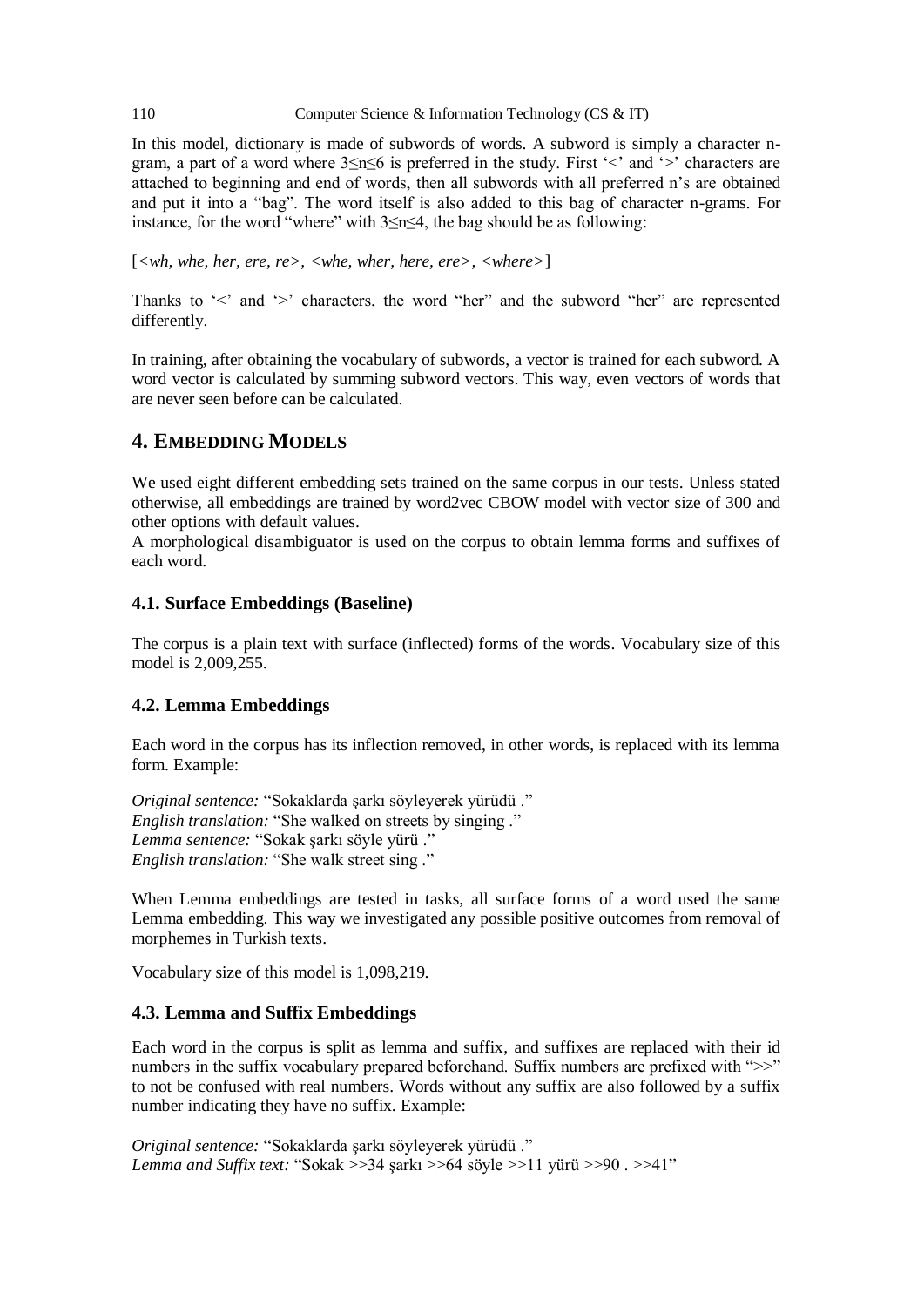In this model, dictionary is made of subwords of words. A subword is simply a character n-gram, a part of a word where $3 \leq n \leq 6$ is preferred in the study. First '<' and '>' characters are attached to beginning and end of words, then all subwords with all preferred n's are obtained and put it into a "bag". The word itself is also added to this bag of character n-grams. For instance, for the word "where" with $3 \leq n \leq 4$, the bag should be as following:

[*<wh, whe, her, ere, re>, <whe, wher, here, ere>, <where>*]

Thanks to '<' and '>' characters, the word "her" and the subword "her" are represented differently.

In training, after obtaining the vocabulary of subwords, a vector is trained for each subword. A word vector is calculated by summing subword vectors. This way, even vectors of words that are never seen before can be calculated.

## 4. Embedding Models

We used eight different embedding sets trained on the same corpus in our tests. Unless stated otherwise, all embeddings are trained by word2vec CBOW model with vector size of 300 and other options with default values.

A morphological disambiguator is used on the corpus to obtain lemma forms and suffixes of each word.

### 4.1. Surface Embeddings (Baseline)

The corpus is a plain text with surface (inflected) forms of the words. Vocabulary size of this model is 2,009,255.

### 4.2. Lemma Embeddings

Each word in the corpus has its inflection removed, in other words, is replaced with its lemma form. Example:

*Original sentence:* "Sokaklarda şarkı söyleyerek yürüdü ."
*English translation:* "She walked on streets by singing ."
*Lemma sentence:* "Sokak şarkı söyle yürü ."
*English translation:* "She walk street sing ."

When Lemma embeddings are tested in tasks, all surface forms of a word used the same Lemma embedding. This way we investigated any possible positive outcomes from removal of morphemes in Turkish texts.

Vocabulary size of this model is 1,098,219.

### 4.3. Lemma and Suffix Embeddings

Each word in the corpus is split as lemma and suffix, and suffixes are replaced with their id numbers in the suffix vocabulary prepared beforehand. Suffix numbers are prefixed with ">>" to not be confused with real numbers. Words without any suffix are also followed by a suffix number indicating they have no suffix. Example:

*Original sentence:* "Sokaklarda şarkı söyleyerek yürüdü ."
*Lemma and Suffix text:* "Sokak >>34 şarkı >>64 söyle >>11 yürü >>90 . >>41"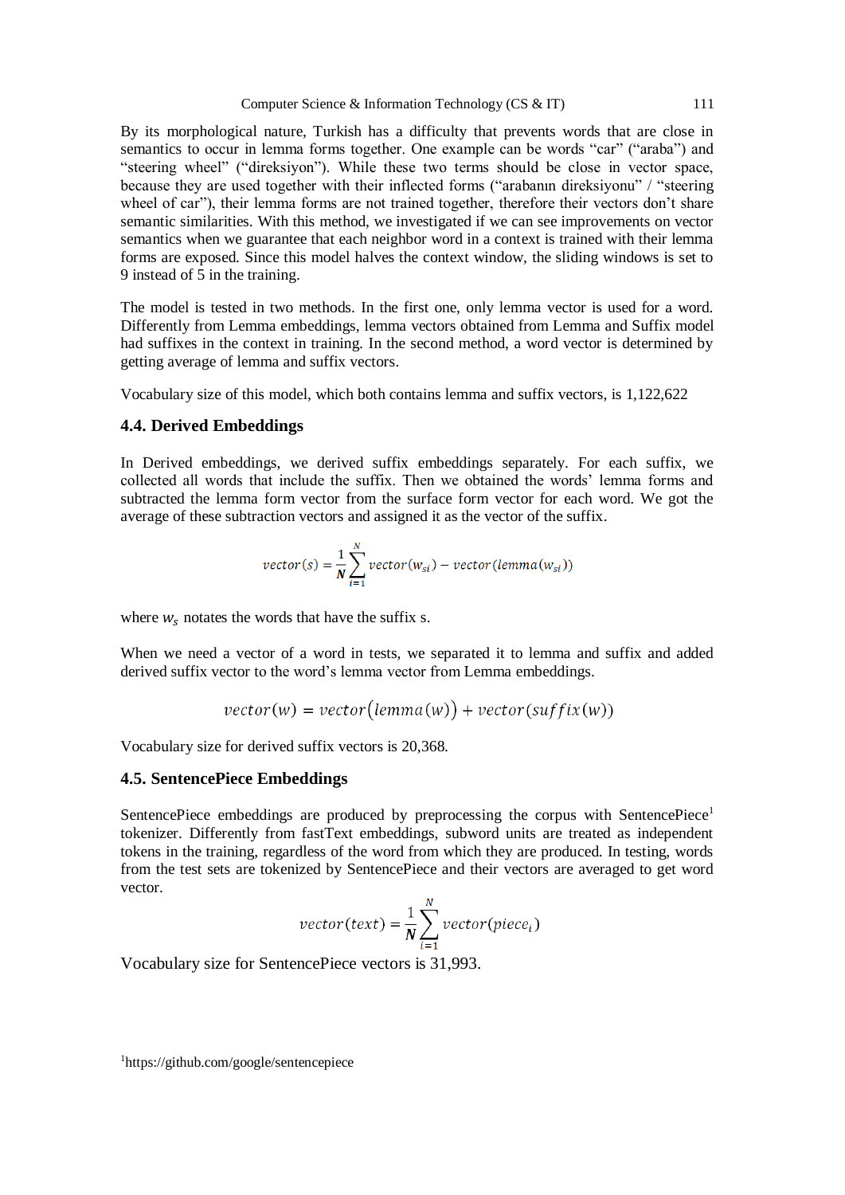By its morphological nature, Turkish has a difficulty that prevents words that are close in semantics to occur in lemma forms together. One example can be words "car" ("araba") and "steering wheel" ("direksiyon"). While these two terms should be close in vector space, because they are used together with their inflected forms ("arabanın direksiyonu" / "steering wheel of car"), their lemma forms are not trained together, therefore their vectors don't share semantic similarities. With this method, we investigated if we can see improvements on vector semantics when we guarantee that each neighbor word in a context is trained with their lemma forms are exposed. Since this model halves the context window, the sliding windows is set to 9 instead of 5 in the training.

The model is tested in two methods. In the first one, only lemma vector is used for a word. Differently from Lemma embeddings, lemma vectors obtained from Lemma and Suffix model had suffixes in the context in training. In the second method, a word vector is determined by getting average of lemma and suffix vectors.

Vocabulary size of this model, which both contains lemma and suffix vectors, is 1,122,622

### 4.4. Derived Embeddings

In Derived embeddings, we derived suffix embeddings separately. For each suffix, we collected all words that include the suffix. Then we obtained the words' lemma forms and subtracted the lemma form vector from the surface form vector for each word. We got the average of these subtraction vectors and assigned it as the vector of the suffix.

$$vector(s) = \frac{1}{\boldsymbol{N}} \sum_{i=1}^{N} vector(w_{si}) - vector(lemma(w_{si}))$$

where $w_s$ notates the words that have the suffix s.

When we need a vector of a word in tests, we separated it to lemma and suffix and added derived suffix vector to the word's lemma vector from Lemma embeddings.

$$vector(w) = vector\big(lemma(w)\big) + vector(suffix(w))$$

Vocabulary size for derived suffix vectors is 20,368.

### 4.5. SentencePiece Embeddings

SentencePiece embeddings are produced by preprocessing the corpus with SentencePiece[1] tokenizer. Differently from fastText embeddings, subword units are treated as independent tokens in the training, regardless of the word from which they are produced. In testing, words from the test sets are tokenized by SentencePiece and their vectors are averaged to get word vector.

$$vector(text) = \frac{1}{\boldsymbol{N}} \sum_{i=1}^{N} vector(piece_i)$$

Vocabulary size for SentencePiece vectors is 31,993.

[1]https://github.com/google/sentencepiece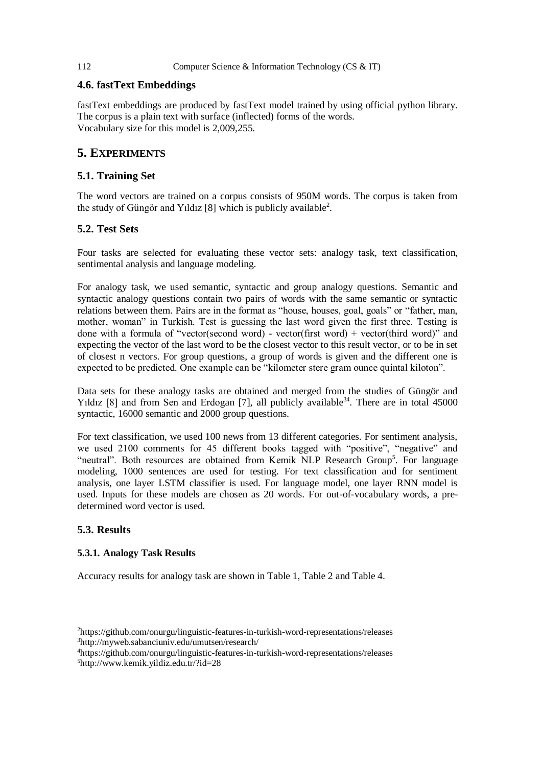### 4.6. fastText Embeddings

fastText embeddings are produced by fastText model trained by using official python library. The corpus is a plain text with surface (inflected) forms of the words.
Vocabulary size for this model is 2,009,255.

## 5. Experiments

### 5.1. Training Set

The word vectors are trained on a corpus consists of 950M words. The corpus is taken from the study of Güngör and Yıldız [8] which is publicly available[2].

### 5.2. Test Sets

Four tasks are selected for evaluating these vector sets: analogy task, text classification, sentimental analysis and language modeling.

For analogy task, we used semantic, syntactic and group analogy questions. Semantic and syntactic analogy questions contain two pairs of words with the same semantic or syntactic relations between them. Pairs are in the format as "house, houses, goal, goals" or "father, man, mother, woman" in Turkish. Test is guessing the last word given the first three. Testing is done with a formula of "vector(second word) - vector(first word) + vector(third word)" and expecting the vector of the last word to be the closest vector to this result vector, or to be in set of closest n vectors. For group questions, a group of words is given and the different one is expected to be predicted. One example can be "kilometer stere gram ounce quintal kiloton".

Data sets for these analogy tasks are obtained and merged from the studies of Güngör and Yıldız [8] and from Sen and Erdogan [7], all publicly available[34]. There are in total 45000 syntactic, 16000 semantic and 2000 group questions.

For text classification, we used 100 news from 13 different categories. For sentiment analysis, we used 2100 comments for 45 different books tagged with "positive", "negative" and "neutral". Both resources are obtained from Kemik NLP Research Group[5]. For language modeling, 1000 sentences are used for testing. For text classification and for sentiment analysis, one layer LSTM classifier is used. For language model, one layer RNN model is used. Inputs for these models are chosen as 20 words. For out-of-vocabulary words, a pre-determined word vector is used.

### 5.3. Results

#### 5.3.1. Analogy Task Results

Accuracy results for analogy task are shown in Table 1, Table 2 and Table 4.

---

[2] https://github.com/onurgu/linguistic-features-in-turkish-word-representations/releases
[3] http://myweb.sabanciuniv.edu/umutsen/research/
[4] https://github.com/onurgu/linguistic-features-in-turkish-word-representations/releases
[5] http://www.kemik.yildiz.edu.tr/?id=28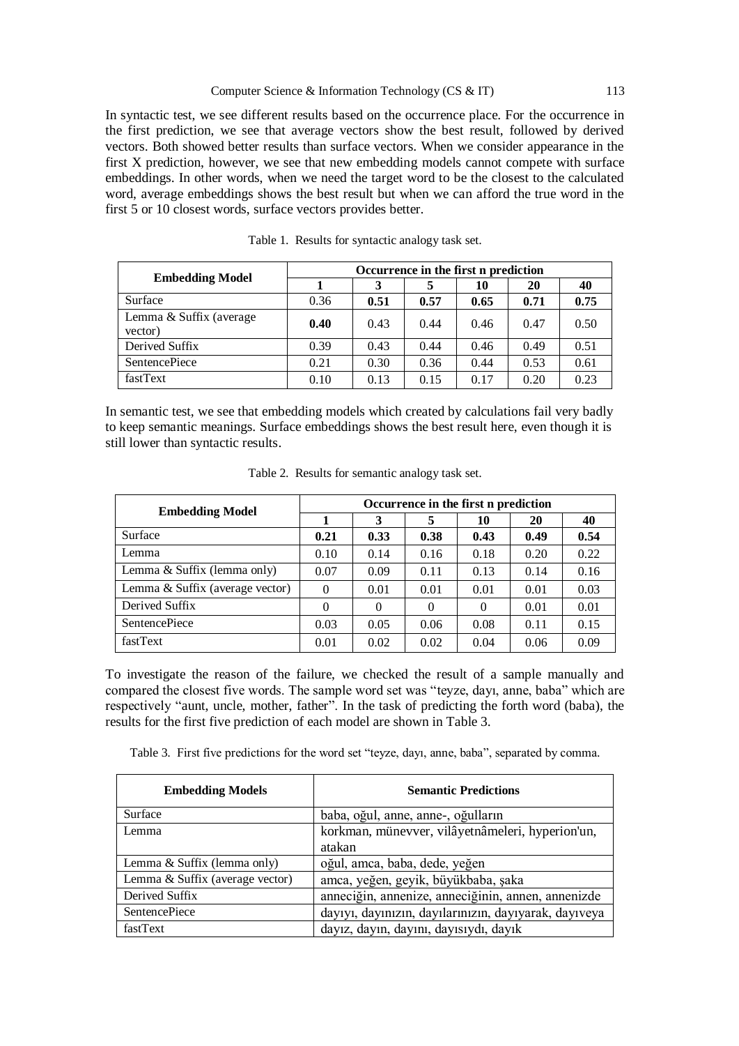In syntactic test, we see different results based on the occurrence place. For the occurrence in the first prediction, we see that average vectors show the best result, followed by derived vectors. Both showed better results than surface vectors. When we consider appearance in the first X prediction, however, we see that new embedding models cannot compete with surface embeddings. In other words, when we need the target word to be the closest to the calculated word, average embeddings shows the best result but when we can afford the true word in the first 5 or 10 closest words, surface vectors provides better.

Table 1. Results for syntactic analogy task set.

| Embedding Model | Occurrence in the first n prediction | | | | | |
|---|---|---|---|---|---|---|
| | 1 | 3 | 5 | 10 | 20 | 40 |
| Surface | 0.36 | **0.51** | **0.57** | **0.65** | **0.71** | **0.75** |
| Lemma & Suffix (average vector) | **0.40** | 0.43 | 0.44 | 0.46 | 0.47 | 0.50 |
| Derived Suffix | 0.39 | 0.43 | 0.44 | 0.46 | 0.49 | 0.51 |
| SentencePiece | 0.21 | 0.30 | 0.36 | 0.44 | 0.53 | 0.61 |
| fastText | 0.10 | 0.13 | 0.15 | 0.17 | 0.20 | 0.23 |

In semantic test, we see that embedding models which created by calculations fail very badly to keep semantic meanings. Surface embeddings shows the best result here, even though it is still lower than syntactic results.

Table 2. Results for semantic analogy task set.

| Embedding Model | Occurrence in the first n prediction | | | | | |
|---|---|---|---|---|---|---|
| | 1 | 3 | 5 | 10 | 20 | 40 |
| Surface | **0.21** | **0.33** | **0.38** | **0.43** | **0.49** | **0.54** |
| Lemma | 0.10 | 0.14 | 0.16 | 0.18 | 0.20 | 0.22 |
| Lemma & Suffix (lemma only) | 0.07 | 0.09 | 0.11 | 0.13 | 0.14 | 0.16 |
| Lemma & Suffix (average vector) | 0 | 0.01 | 0.01 | 0.01 | 0.01 | 0.03 |
| Derived Suffix | 0 | 0 | 0 | 0 | 0.01 | 0.01 |
| SentencePiece | 0.03 | 0.05 | 0.06 | 0.08 | 0.11 | 0.15 |
| fastText | 0.01 | 0.02 | 0.02 | 0.04 | 0.06 | 0.09 |

To investigate the reason of the failure, we checked the result of a sample manually and compared the closest five words. The sample word set was "teyze, dayı, anne, baba" which are respectively "aunt, uncle, mother, father". In the task of predicting the forth word (baba), the results for the first five prediction of each model are shown in Table 3.

Table 3. First five predictions for the word set "teyze, dayı, anne, baba", separated by comma.

| Embedding Models | Semantic Predictions |
|---|---|
| Surface | baba, oğul, anne, anne-, oğulların |
| Lemma | korkman, münevver, vilâyetnâmeleri, hyperion'un, atakan |
| Lemma & Suffix (lemma only) | oğul, amca, baba, dede, yeğen |
| Lemma & Suffix (average vector) | amca, yeğen, geyik, büyükbaba, şaka |
| Derived Suffix | anneciğin, annenize, anneciğinin, annen, annenizde |
| SentencePiece | dayıyı, dayınızın, dayılarınızın, dayıyarak, dayıveya |
| fastText | dayız, dayın, dayını, dayısıydı, dayık |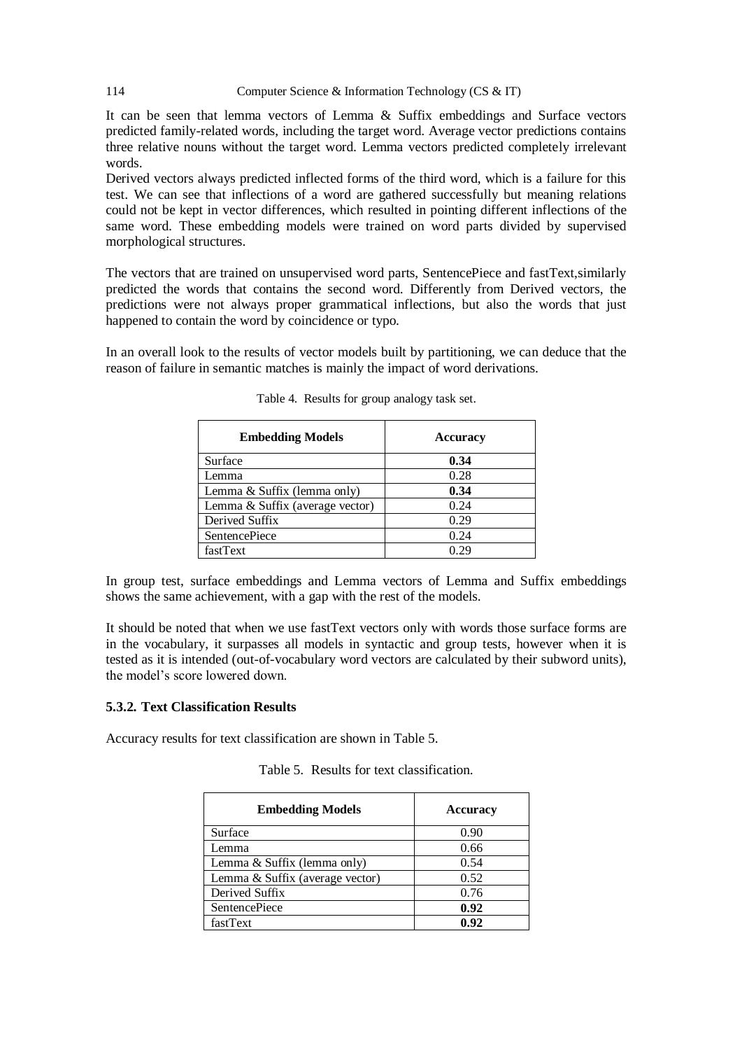It can be seen that lemma vectors of Lemma & Suffix embeddings and Surface vectors predicted family-related words, including the target word. Average vector predictions contains three relative nouns without the target word. Lemma vectors predicted completely irrelevant words.
Derived vectors always predicted inflected forms of the third word, which is a failure for this test. We can see that inflections of a word are gathered successfully but meaning relations could not be kept in vector differences, which resulted in pointing different inflections of the same word. These embedding models were trained on word parts divided by supervised morphological structures.

The vectors that are trained on unsupervised word parts, SentencePiece and fastText,similarly predicted the words that contains the second word. Differently from Derived vectors, the predictions were not always proper grammatical inflections, but also the words that just happened to contain the word by coincidence or typo.

In an overall look to the results of vector models built by partitioning, we can deduce that the reason of failure in semantic matches is mainly the impact of word derivations.

Table 4. Results for group analogy task set.

| Embedding Models | Accuracy |
|---|---|
| Surface | **0.34** |
| Lemma | 0.28 |
| Lemma & Suffix (lemma only) | **0.34** |
| Lemma & Suffix (average vector) | 0.24 |
| Derived Suffix | 0.29 |
| SentencePiece | 0.24 |
| fastText | 0.29 |

In group test, surface embeddings and Lemma vectors of Lemma and Suffix embeddings shows the same achievement, with a gap with the rest of the models.

It should be noted that when we use fastText vectors only with words those surface forms are in the vocabulary, it surpasses all models in syntactic and group tests, however when it is tested as it is intended (out-of-vocabulary word vectors are calculated by their subword units), the model's score lowered down.

### 5.3.2. Text Classification Results

Accuracy results for text classification are shown in Table 5.

Table 5. Results for text classification.

| Embedding Models | Accuracy |
|---|---|
| Surface | 0.90 |
| Lemma | 0.66 |
| Lemma & Suffix (lemma only) | 0.54 |
| Lemma & Suffix (average vector) | 0.52 |
| Derived Suffix | 0.76 |
| SentencePiece | **0.92** |
| fastText | **0.92** |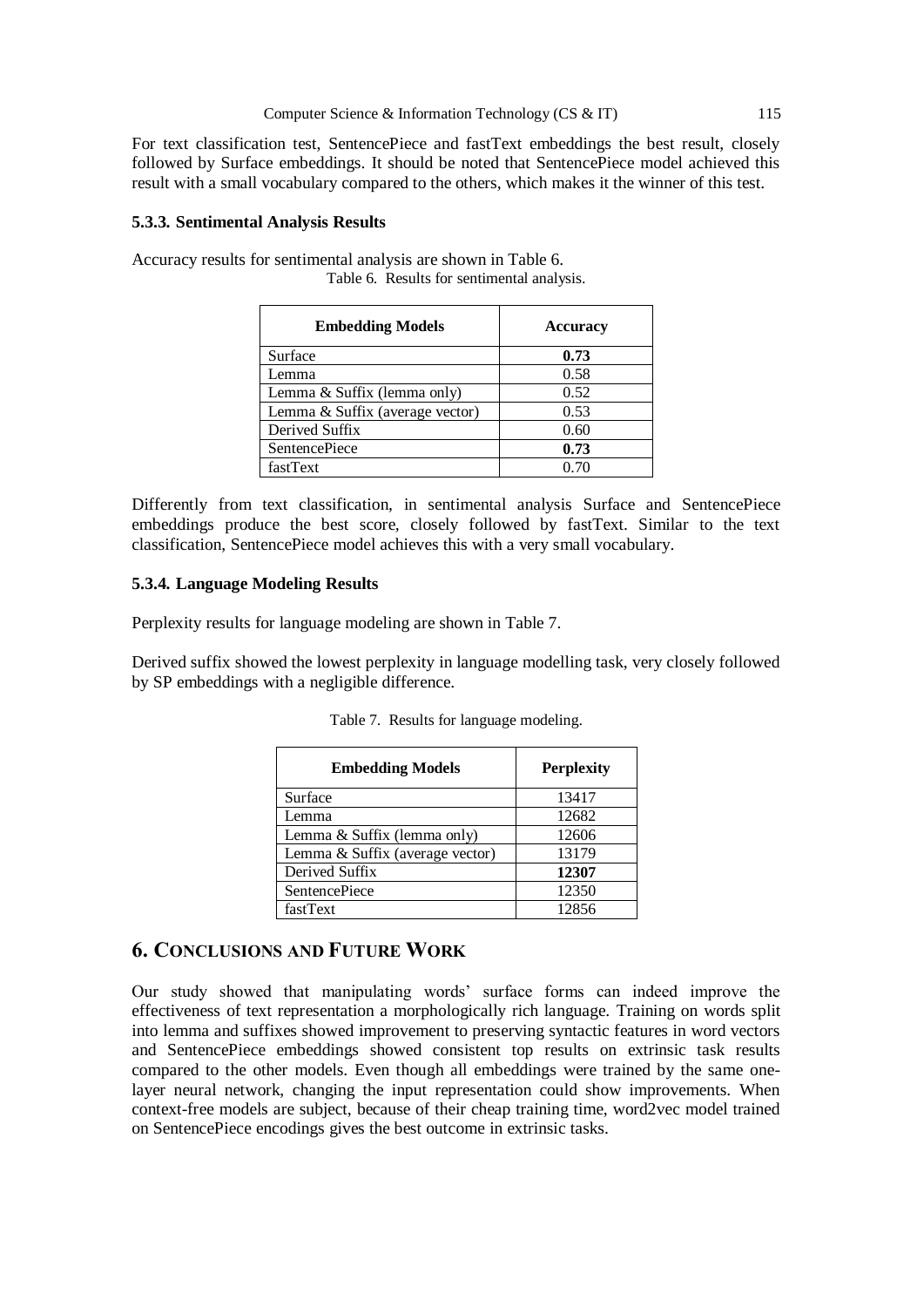For text classification test, SentencePiece and fastText embeddings the best result, closely followed by Surface embeddings. It should be noted that SentencePiece model achieved this result with a small vocabulary compared to the others, which makes it the winner of this test.

#### 5.3.3. Sentimental Analysis Results

Accuracy results for sentimental analysis are shown in Table 6.

Table 6. Results for sentimental analysis.

| Embedding Models | Accuracy |
|---|---|
| Surface | **0.73** |
| Lemma | 0.58 |
| Lemma & Suffix (lemma only) | 0.52 |
| Lemma & Suffix (average vector) | 0.53 |
| Derived Suffix | 0.60 |
| SentencePiece | **0.73** |
| fastText | 0.70 |

Differently from text classification, in sentimental analysis Surface and SentencePiece embeddings produce the best score, closely followed by fastText. Similar to the text classification, SentencePiece model achieves this with a very small vocabulary.

#### 5.3.4. Language Modeling Results

Perplexity results for language modeling are shown in Table 7.

Derived suffix showed the lowest perplexity in language modelling task, very closely followed by SP embeddings with a negligible difference.

Table 7. Results for language modeling.

| Embedding Models | Perplexity |
|---|---|
| Surface | 13417 |
| Lemma | 12682 |
| Lemma & Suffix (lemma only) | 12606 |
| Lemma & Suffix (average vector) | 13179 |
| Derived Suffix | **12307** |
| SentencePiece | 12350 |
| fastText | 12856 |

## 6. Conclusions and Future Work

Our study showed that manipulating words' surface forms can indeed improve the effectiveness of text representation a morphologically rich language. Training on words split into lemma and suffixes showed improvement to preserving syntactic features in word vectors and SentencePiece embeddings showed consistent top results on extrinsic task results compared to the other models. Even though all embeddings were trained by the same one-layer neural network, changing the input representation could show improvements. When context-free models are subject, because of their cheap training time, word2vec model trained on SentencePiece encodings gives the best outcome in extrinsic tasks.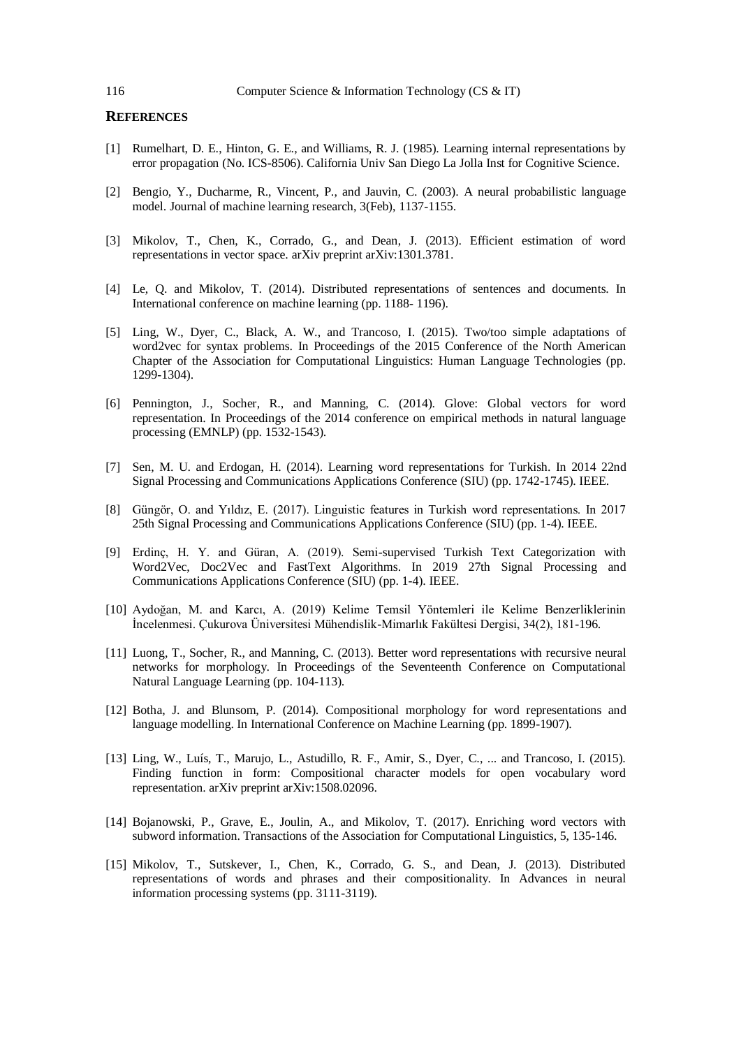## REFERENCES

[1] Rumelhart, D. E., Hinton, G. E., and Williams, R. J. (1985). Learning internal representations by error propagation (No. ICS-8506). California Univ San Diego La Jolla Inst for Cognitive Science.

[2] Bengio, Y., Ducharme, R., Vincent, P., and Jauvin, C. (2003). A neural probabilistic language model. Journal of machine learning research, 3(Feb), 1137-1155.

[3] Mikolov, T., Chen, K., Corrado, G., and Dean, J. (2013). Efficient estimation of word representations in vector space. arXiv preprint arXiv:1301.3781.

[4] Le, Q. and Mikolov, T. (2014). Distributed representations of sentences and documents. In International conference on machine learning (pp. 1188- 1196).

[5] Ling, W., Dyer, C., Black, A. W., and Trancoso, I. (2015). Two/too simple adaptations of word2vec for syntax problems. In Proceedings of the 2015 Conference of the North American Chapter of the Association for Computational Linguistics: Human Language Technologies (pp. 1299-1304).

[6] Pennington, J., Socher, R., and Manning, C. (2014). Glove: Global vectors for word representation. In Proceedings of the 2014 conference on empirical methods in natural language processing (EMNLP) (pp. 1532-1543).

[7] Sen, M. U. and Erdogan, H. (2014). Learning word representations for Turkish. In 2014 22nd Signal Processing and Communications Applications Conference (SIU) (pp. 1742-1745). IEEE.

[8] Güngör, O. and Yıldız, E. (2017). Linguistic features in Turkish word representations. In 2017 25th Signal Processing and Communications Applications Conference (SIU) (pp. 1-4). IEEE.

[9] Erdinç, H. Y. and Güran, A. (2019). Semi-supervised Turkish Text Categorization with Word2Vec, Doc2Vec and FastText Algorithms. In 2019 27th Signal Processing and Communications Applications Conference (SIU) (pp. 1-4). IEEE.

[10] Aydoğan, M. and Karcı, A. (2019) Kelime Temsil Yöntemleri ile Kelime Benzerliklerinin İncelenmesi. Çukurova Üniversitesi Mühendislik-Mimarlık Fakültesi Dergisi, 34(2), 181-196.

[11] Luong, T., Socher, R., and Manning, C. (2013). Better word representations with recursive neural networks for morphology. In Proceedings of the Seventeenth Conference on Computational Natural Language Learning (pp. 104-113).

[12] Botha, J. and Blunsom, P. (2014). Compositional morphology for word representations and language modelling. In International Conference on Machine Learning (pp. 1899-1907).

[13] Ling, W., Luís, T., Marujo, L., Astudillo, R. F., Amir, S., Dyer, C., ... and Trancoso, I. (2015). Finding function in form: Compositional character models for open vocabulary word representation. arXiv preprint arXiv:1508.02096.

[14] Bojanowski, P., Grave, E., Joulin, A., and Mikolov, T. (2017). Enriching word vectors with subword information. Transactions of the Association for Computational Linguistics, 5, 135-146.

[15] Mikolov, T., Sutskever, I., Chen, K., Corrado, G. S., and Dean, J. (2013). Distributed representations of words and phrases and their compositionality. In Advances in neural information processing systems (pp. 3111-3119).